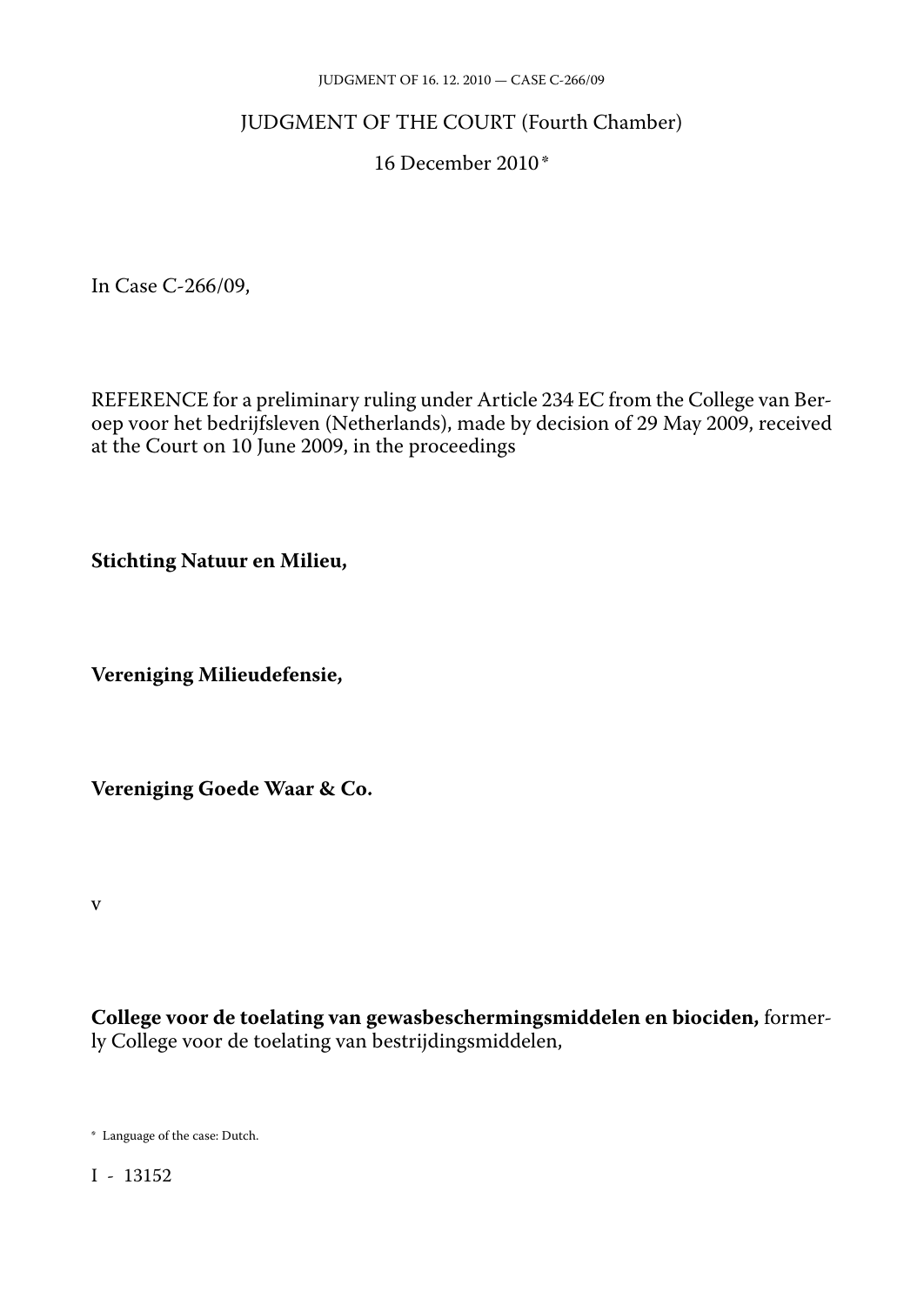# JUDGMENT OF THE COURT (Fourth Chamber)

16 December 2010 *

In Case C-266/09,

REFERENCE for a preliminary ruling under Article 234 EC from the College van Beroep voor het bedrijfsleven (Netherlands), made by decision of 29 May 2009, received at the Court on 10 June 2009, in the proceedings

**Stichting Natuur en Milieu,**

**Vereniging Milieudefensie,**

**Vereniging Goede Waar & Co.**

v

**College voor de toelating van gewasbeschermingsmiddelen en biociden,** formerly College voor de toelating van bestrijdingsmiddelen,

\* Language of the case: Dutch.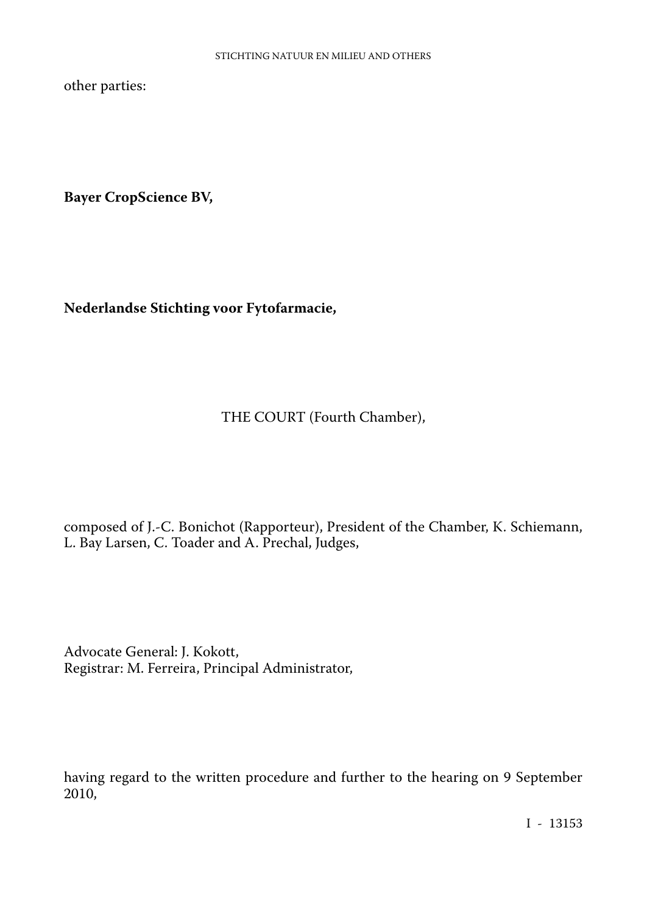other parties:

**Bayer CropScience BV,**

**Nederlandse Stichting voor Fytofarmacie,**

THE COURT (Fourth Chamber),

composed of J.-C. Bonichot (Rapporteur), President of the Chamber, K. Schiemann, L. Bay Larsen, C. Toader and A. Prechal, Judges,

Advocate General: J. Kokott,
Registrar: M. Ferreira, Principal Administrator,

having regard to the written procedure and further to the hearing on 9 September 2010,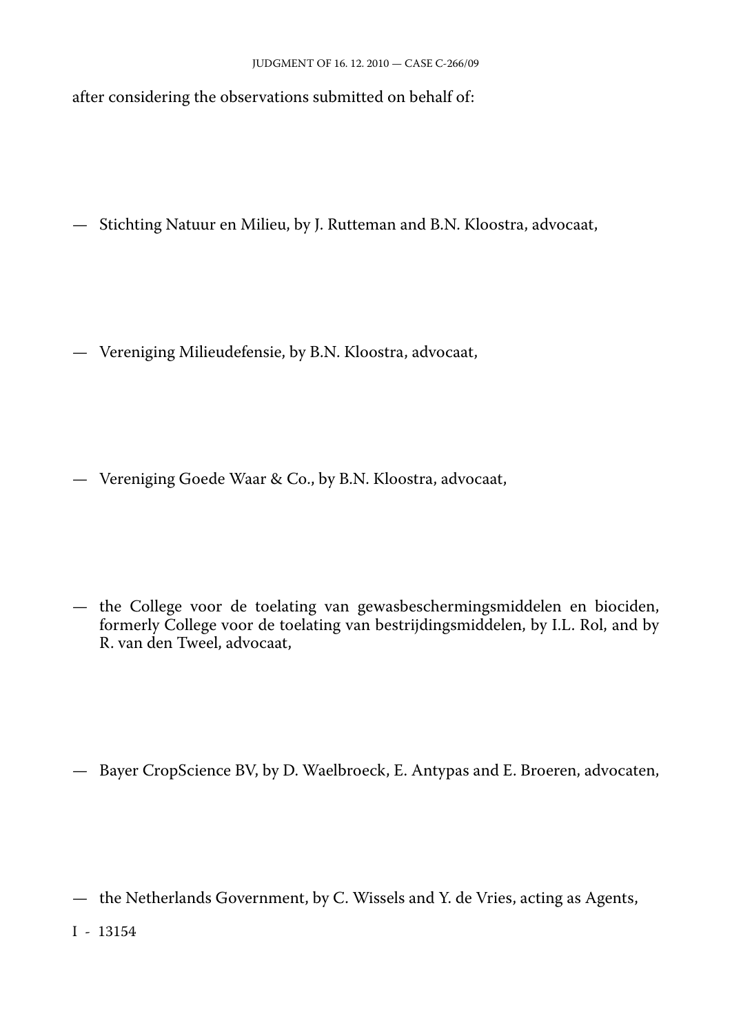after considering the observations submitted on behalf of:

— Stichting Natuur en Milieu, by J. Rutteman and B.N. Kloostra, advocaat,

— Vereniging Milieudefensie, by B.N. Kloostra, advocaat,

— Vereniging Goede Waar & Co., by B.N. Kloostra, advocaat,

— the College voor de toelating van gewasbeschermingsmiddelen en biociden, formerly College voor de toelating van bestrijdingsmiddelen, by I.L. Rol, and by R. van den Tweel, advocaat,

— Bayer CropScience BV, by D. Waelbroeck, E. Antypas and E. Broeren, advocaten,

— the Netherlands Government, by C. Wissels and Y. de Vries, acting as Agents,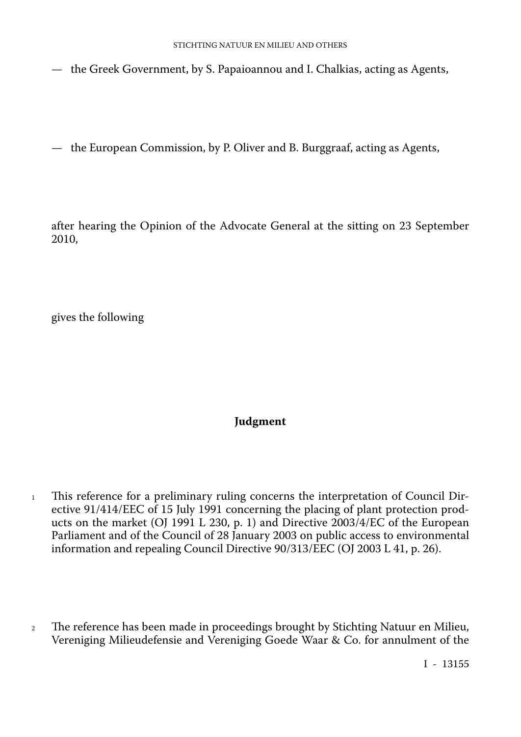— the Greek Government, by S. Papaioannou and I. Chalkias, acting as Agents,

— the European Commission, by P. Oliver and B. Burggraaf, acting as Agents,

after hearing the Opinion of the Advocate General at the sitting on 23 September 2010,

gives the following

## Judgment

1 This reference for a preliminary ruling concerns the interpretation of Council Directive 91/414/EEC of 15 July 1991 concerning the placing of plant protection products on the market (OJ 1991 L 230, p. 1) and Directive 2003/4/EC of the European Parliament and of the Council of 28 January 2003 on public access to environmental information and repealing Council Directive 90/313/EEC (OJ 2003 L 41, p. 26).

2 The reference has been made in proceedings brought by Stichting Natuur en Milieu, Vereniging Milieudefensie and Vereniging Goede Waar & Co. for annulment of the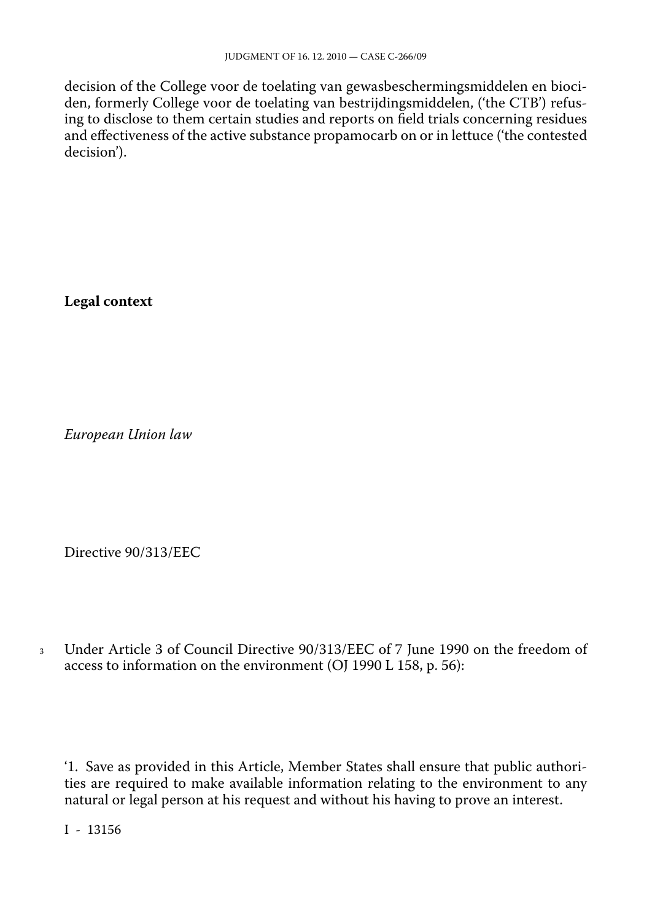decision of the College voor de toelating van gewasbeschermingsmiddelen en biociden, formerly College voor de toelating van bestrijdingsmiddelen, ('the CTB') refusing to disclose to them certain studies and reports on field trials concerning residues and effectiveness of the active substance propamocarb on or in lettuce ('the contested decision').

## Legal context

### *European Union law*

Directive 90/313/EEC

3 Under Article 3 of Council Directive 90/313/EEC of 7 June 1990 on the freedom of access to information on the environment (OJ 1990 L 158, p. 56):

'1. Save as provided in this Article, Member States shall ensure that public authorities are required to make available information relating to the environment to any natural or legal person at his request and without his having to prove an interest.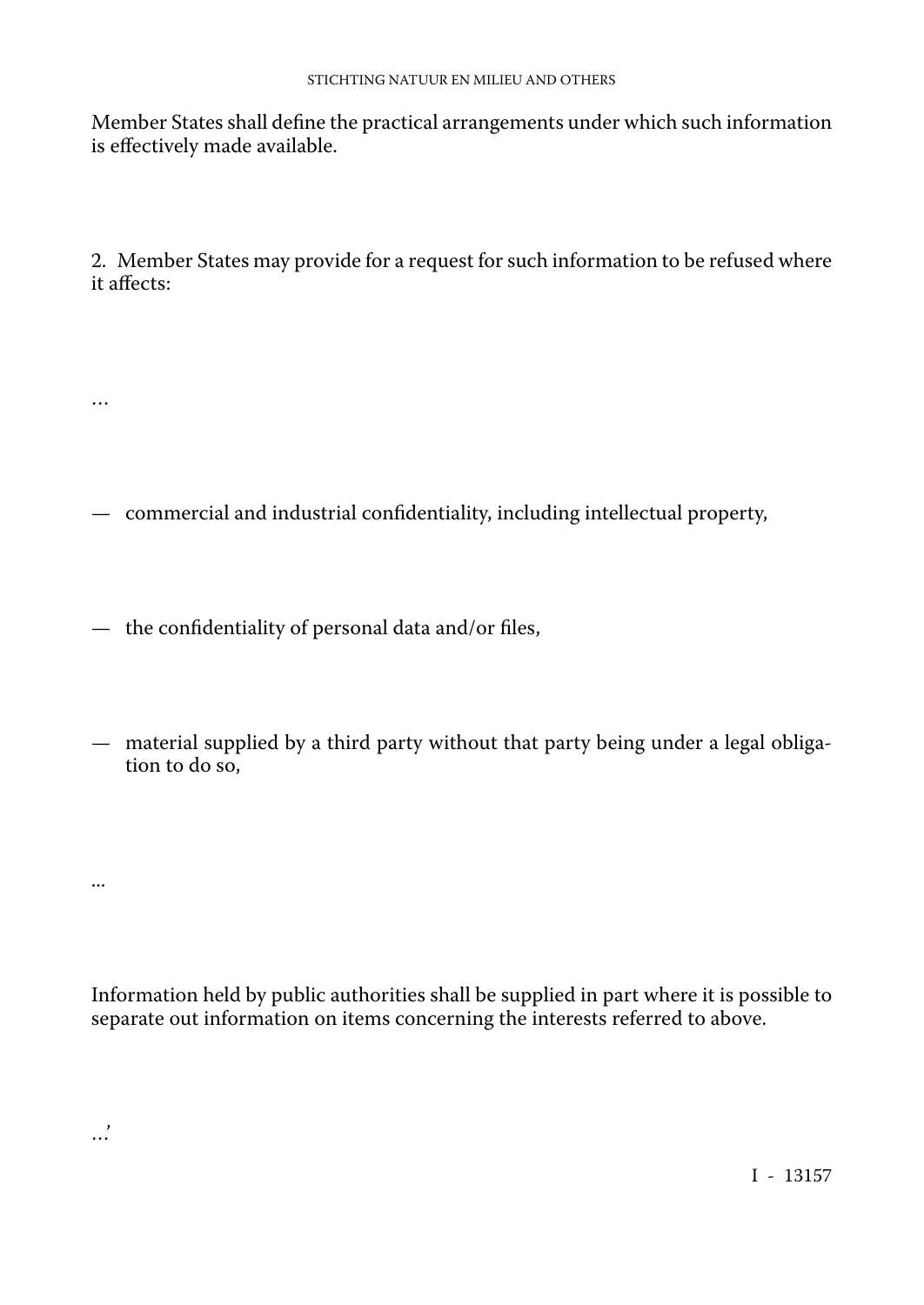Member States shall define the practical arrangements under which such information is effectively made available.

2. Member States may provide for a request for such information to be refused where it affects:

…

— commercial and industrial confidentiality, including intellectual property,

— the confidentiality of personal data and/or files,

— material supplied by a third party without that party being under a legal obligation to do so,

...

Information held by public authorities shall be supplied in part where it is possible to separate out information on items concerning the interests referred to above.

…’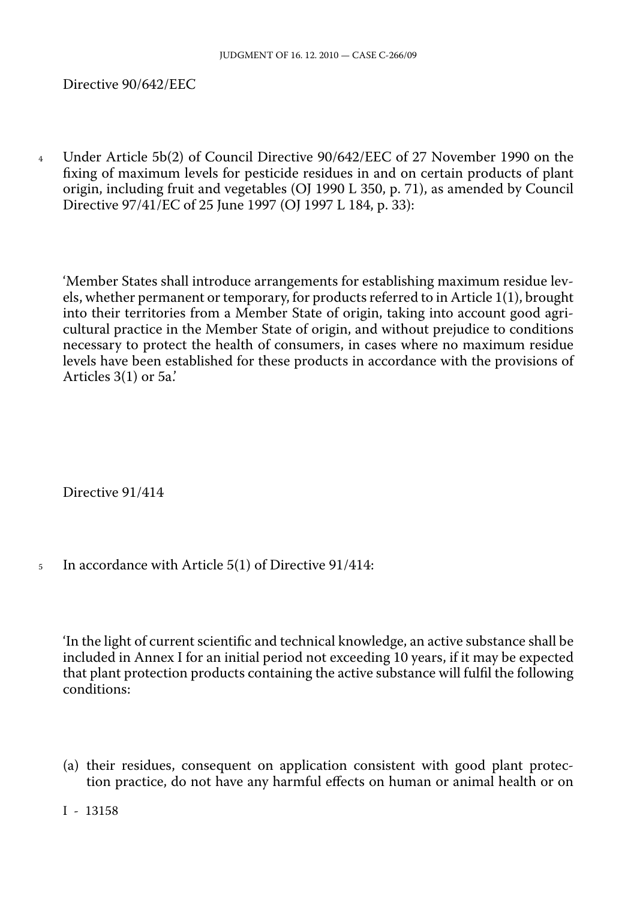Directive 90/642/EEC

4 Under Article 5b(2) of Council Directive 90/642/EEC of 27 November 1990 on the fixing of maximum levels for pesticide residues in and on certain products of plant origin, including fruit and vegetables (OJ 1990 L 350, p. 71), as amended by Council Directive 97/41/EC of 25 June 1997 (OJ 1997 L 184, p. 33):

'Member States shall introduce arrangements for establishing maximum residue levels, whether permanent or temporary, for products referred to in Article 1(1), brought into their territories from a Member State of origin, taking into account good agricultural practice in the Member State of origin, and without prejudice to conditions necessary to protect the health of consumers, in cases where no maximum residue levels have been established for these products in accordance with the provisions of Articles 3(1) or 5a.'

Directive 91/414

5 In accordance with Article 5(1) of Directive 91/414:

'In the light of current scientific and technical knowledge, an active substance shall be included in Annex I for an initial period not exceeding 10 years, if it may be expected that plant protection products containing the active substance will fulfil the following conditions:

(a) their residues, consequent on application consistent with good plant protection practice, do not have any harmful effects on human or animal health or on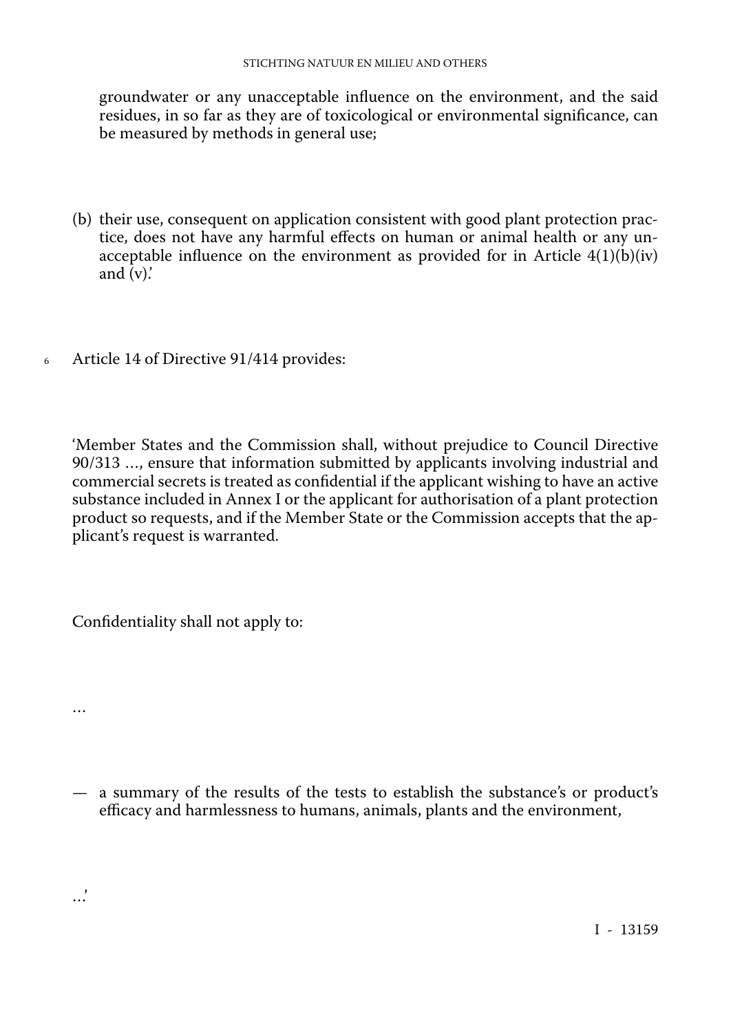groundwater or any unacceptable influence on the environment, and the said residues, in so far as they are of toxicological or environmental significance, can be measured by methods in general use;

(b) their use, consequent on application consistent with good plant protection practice, does not have any harmful effects on human or animal health or any unacceptable influence on the environment as provided for in Article 4(1)(b)(iv) and (v).'

6 Article 14 of Directive 91/414 provides:

'Member States and the Commission shall, without prejudice to Council Directive 90/313 …, ensure that information submitted by applicants involving industrial and commercial secrets is treated as confidential if the applicant wishing to have an active substance included in Annex I or the applicant for authorisation of a plant protection product so requests, and if the Member State or the Commission accepts that the applicant's request is warranted.

Confidentiality shall not apply to:

…

— a summary of the results of the tests to establish the substance's or product's efficacy and harmlessness to humans, animals, plants and the environment,

…'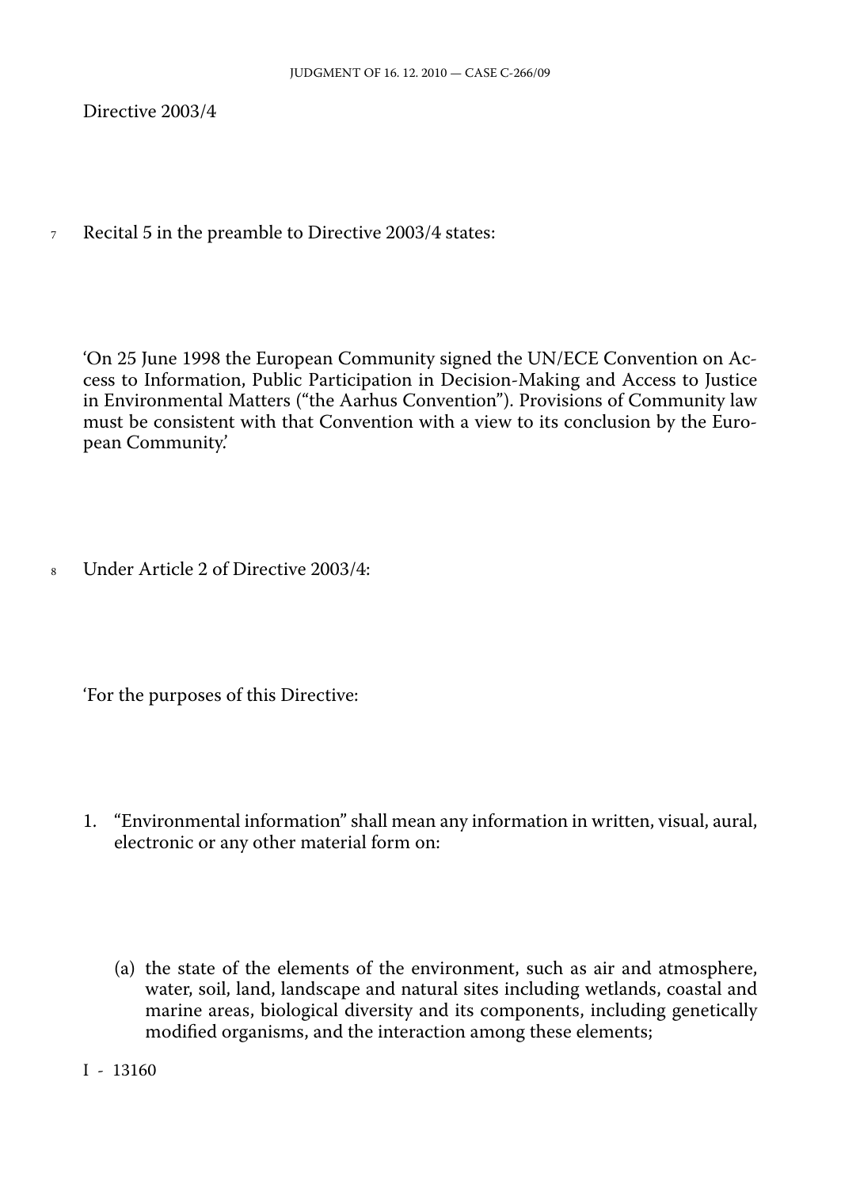Directive 2003/4

7 Recital 5 in the preamble to Directive 2003/4 states:

'On 25 June 1998 the European Community signed the UN/ECE Convention on Access to Information, Public Participation in Decision-Making and Access to Justice in Environmental Matters ("the Aarhus Convention"). Provisions of Community law must be consistent with that Convention with a view to its conclusion by the European Community.'

8 Under Article 2 of Directive 2003/4:

'For the purposes of this Directive:

1. "Environmental information" shall mean any information in written, visual, aural, electronic or any other material form on:

   (a) the state of the elements of the environment, such as air and atmosphere, water, soil, land, landscape and natural sites including wetlands, coastal and marine areas, biological diversity and its components, including genetically modified organisms, and the interaction among these elements;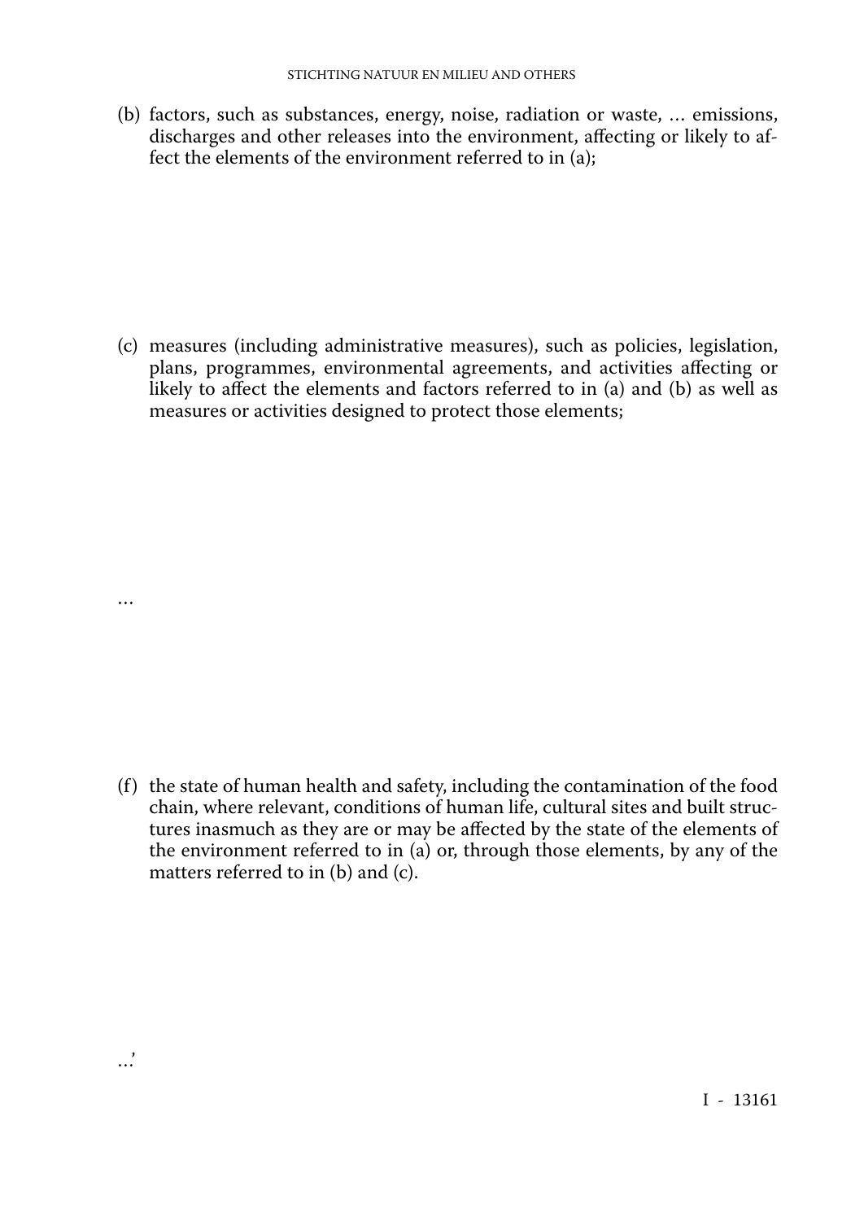(b) factors, such as substances, energy, noise, radiation or waste, … emissions, discharges and other releases into the environment, affecting or likely to affect the elements of the environment referred to in (a);

(c) measures (including administrative measures), such as policies, legislation, plans, programmes, environmental agreements, and activities affecting or likely to affect the elements and factors referred to in (a) and (b) as well as measures or activities designed to protect those elements;

…

(f) the state of human health and safety, including the contamination of the food chain, where relevant, conditions of human life, cultural sites and built structures inasmuch as they are or may be affected by the state of the elements of the environment referred to in (a) or, through those elements, by any of the matters referred to in (b) and (c).

…'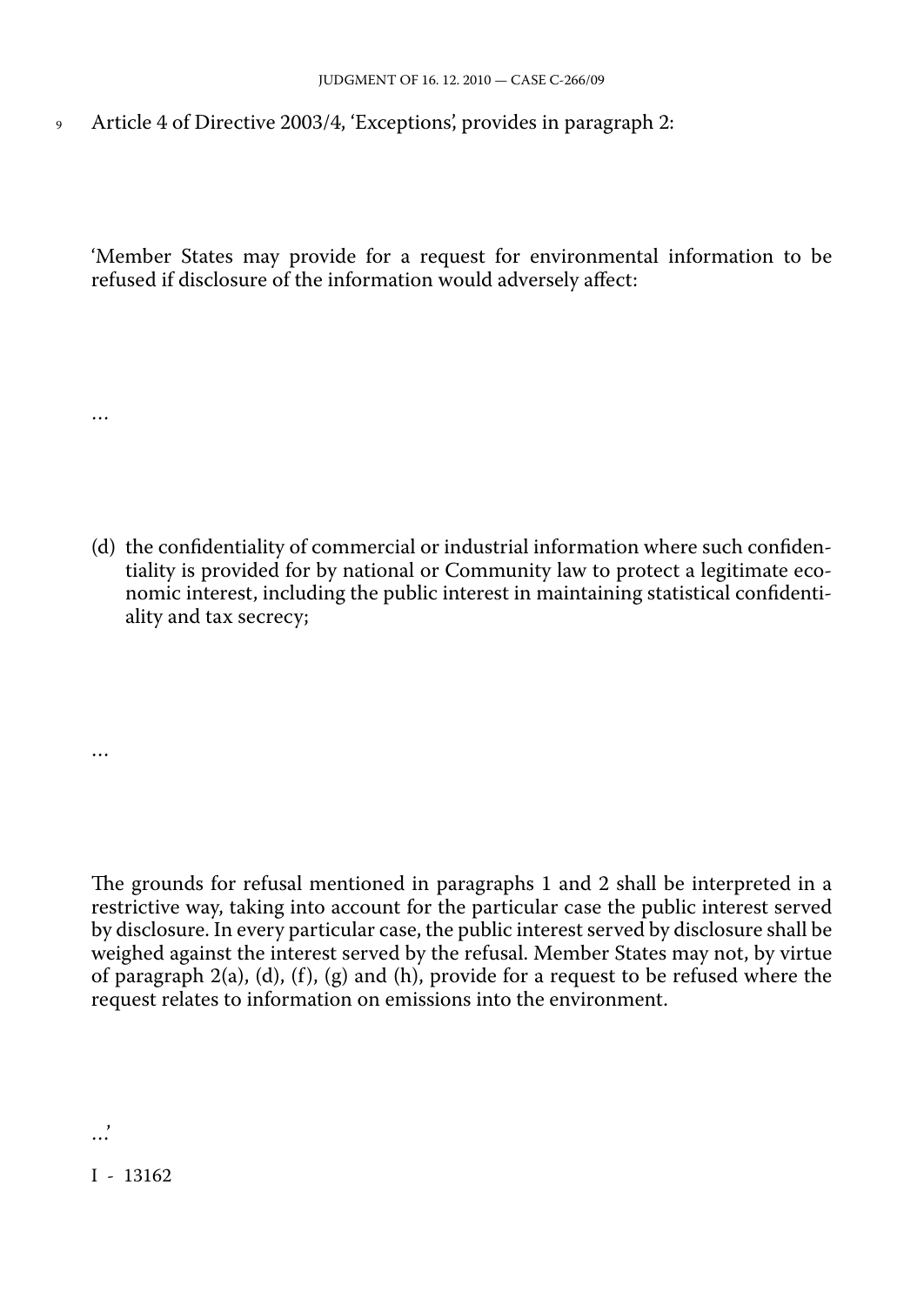9 Article 4 of Directive 2003/4, 'Exceptions', provides in paragraph 2:

'Member States may provide for a request for environmental information to be refused if disclosure of the information would adversely affect:

…

(d) the confidentiality of commercial or industrial information where such confidentiality is provided for by national or Community law to protect a legitimate economic interest, including the public interest in maintaining statistical confidentiality and tax secrecy;

…

The grounds for refusal mentioned in paragraphs 1 and 2 shall be interpreted in a restrictive way, taking into account for the particular case the public interest served by disclosure. In every particular case, the public interest served by disclosure shall be weighed against the interest served by the refusal. Member States may not, by virtue of paragraph 2(a), (d), (f), (g) and (h), provide for a request to be refused where the request relates to information on emissions into the environment.

…'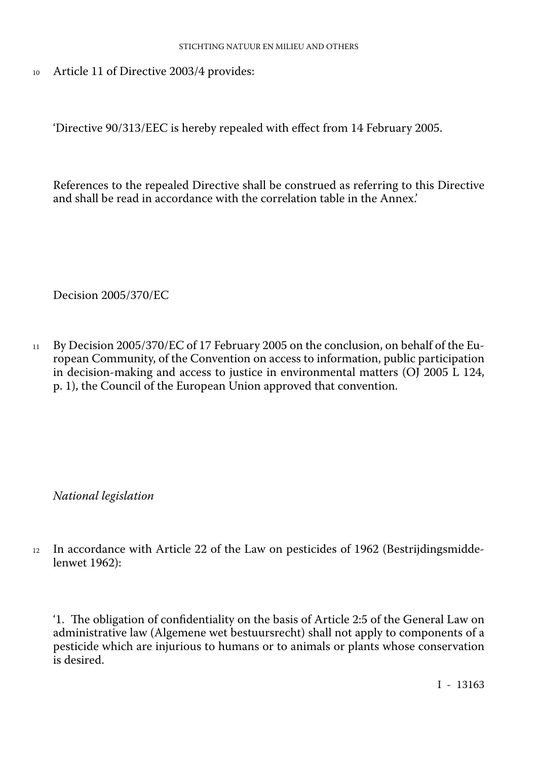10 Article 11 of Directive 2003/4 provides:

'Directive 90/313/EEC is hereby repealed with effect from 14 February 2005.

References to the repealed Directive shall be construed as referring to this Directive and shall be read in accordance with the correlation table in the Annex.'

Decision 2005/370/EC

11 By Decision 2005/370/EC of 17 February 2005 on the conclusion, on behalf of the European Community, of the Convention on access to information, public participation in decision-making and access to justice in environmental matters (OJ 2005 L 124, p. 1), the Council of the European Union approved that convention.

*National legislation*

12 In accordance with Article 22 of the Law on pesticides of 1962 (Bestrijdingsmiddelenwet 1962):

'1. The obligation of confidentiality on the basis of Article 2:5 of the General Law on administrative law (Algemene wet bestuursrecht) shall not apply to components of a pesticide which are injurious to humans or to animals or plants whose conservation is desired.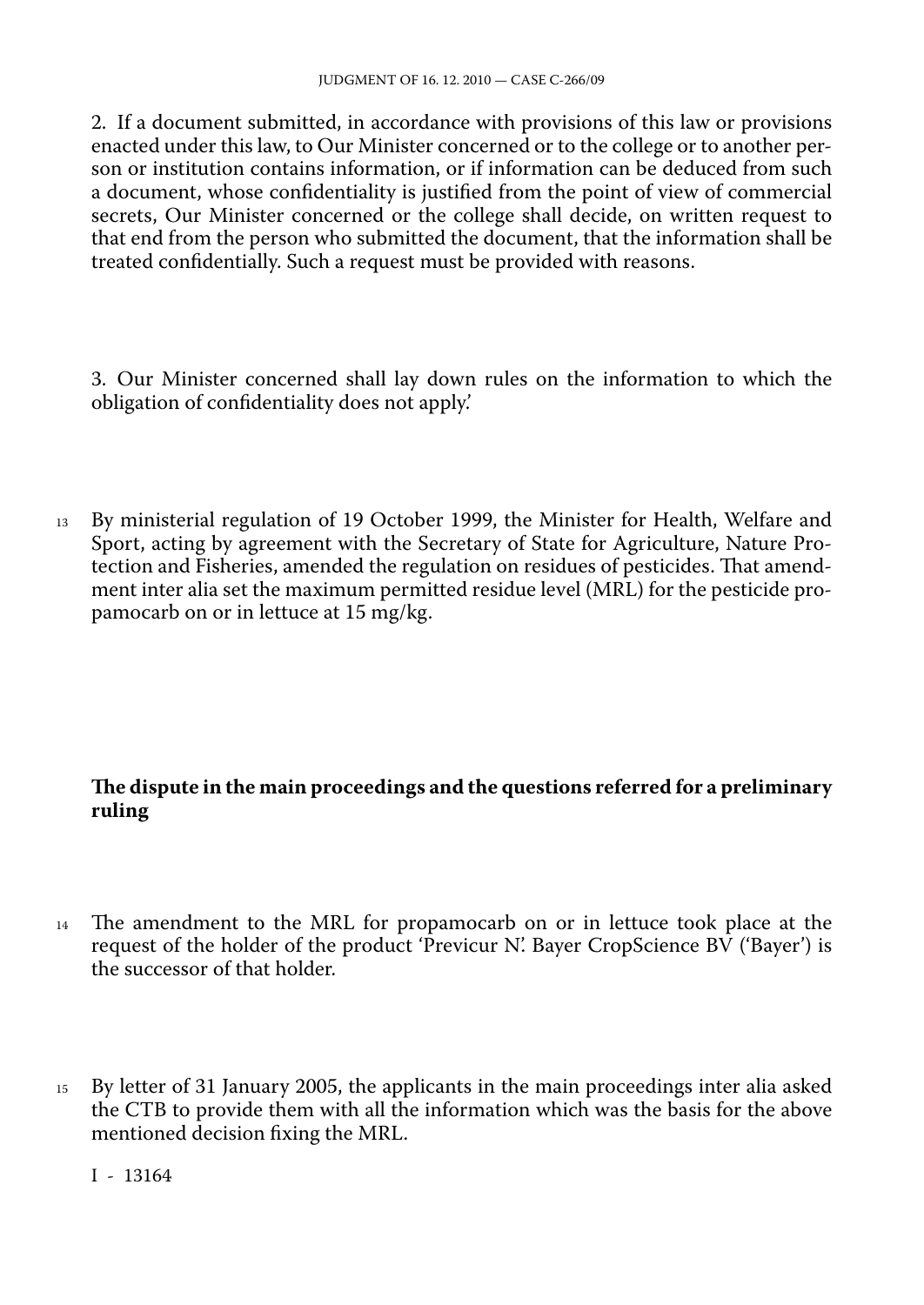2. If a document submitted, in accordance with provisions of this law or provisions enacted under this law, to Our Minister concerned or to the college or to another person or institution contains information, or if information can be deduced from such a document, whose confidentiality is justified from the point of view of commercial secrets, Our Minister concerned or the college shall decide, on written request to that end from the person who submitted the document, that the information shall be treated confidentially. Such a request must be provided with reasons.

3. Our Minister concerned shall lay down rules on the information to which the obligation of confidentiality does not apply.'

13 By ministerial regulation of 19 October 1999, the Minister for Health, Welfare and Sport, acting by agreement with the Secretary of State for Agriculture, Nature Protection and Fisheries, amended the regulation on residues of pesticides. That amendment inter alia set the maximum permitted residue level (MRL) for the pesticide propamocarb on or in lettuce at 15 mg/kg.

## The dispute in the main proceedings and the questions referred for a preliminary ruling

14 The amendment to the MRL for propamocarb on or in lettuce took place at the request of the holder of the product 'Previcur N'. Bayer CropScience BV ('Bayer') is the successor of that holder.

15 By letter of 31 January 2005, the applicants in the main proceedings inter alia asked the CTB to provide them with all the information which was the basis for the above mentioned decision fixing the MRL.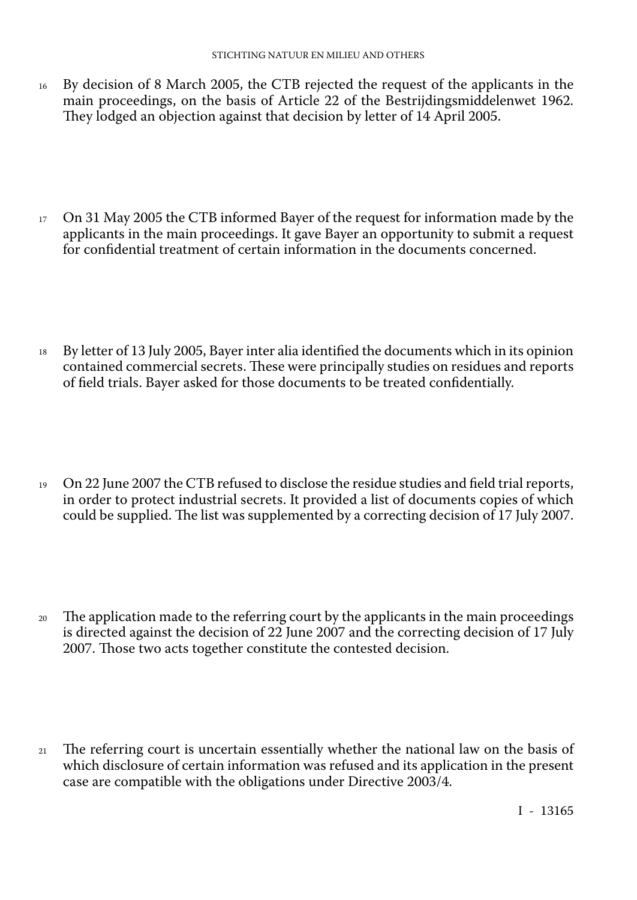16 By decision of 8 March 2005, the CTB rejected the request of the applicants in the main proceedings, on the basis of Article 22 of the Bestrijdingsmiddelenwet 1962. They lodged an objection against that decision by letter of 14 April 2005.

17 On 31 May 2005 the CTB informed Bayer of the request for information made by the applicants in the main proceedings. It gave Bayer an opportunity to submit a request for confidential treatment of certain information in the documents concerned.

18 By letter of 13 July 2005, Bayer inter alia identified the documents which in its opinion contained commercial secrets. These were principally studies on residues and reports of field trials. Bayer asked for those documents to be treated confidentially.

19 On 22 June 2007 the CTB refused to disclose the residue studies and field trial reports, in order to protect industrial secrets. It provided a list of documents copies of which could be supplied. The list was supplemented by a correcting decision of 17 July 2007.

20 The application made to the referring court by the applicants in the main proceedings is directed against the decision of 22 June 2007 and the correcting decision of 17 July 2007. Those two acts together constitute the contested decision.

21 The referring court is uncertain essentially whether the national law on the basis of which disclosure of certain information was refused and its application in the present case are compatible with the obligations under Directive 2003/4.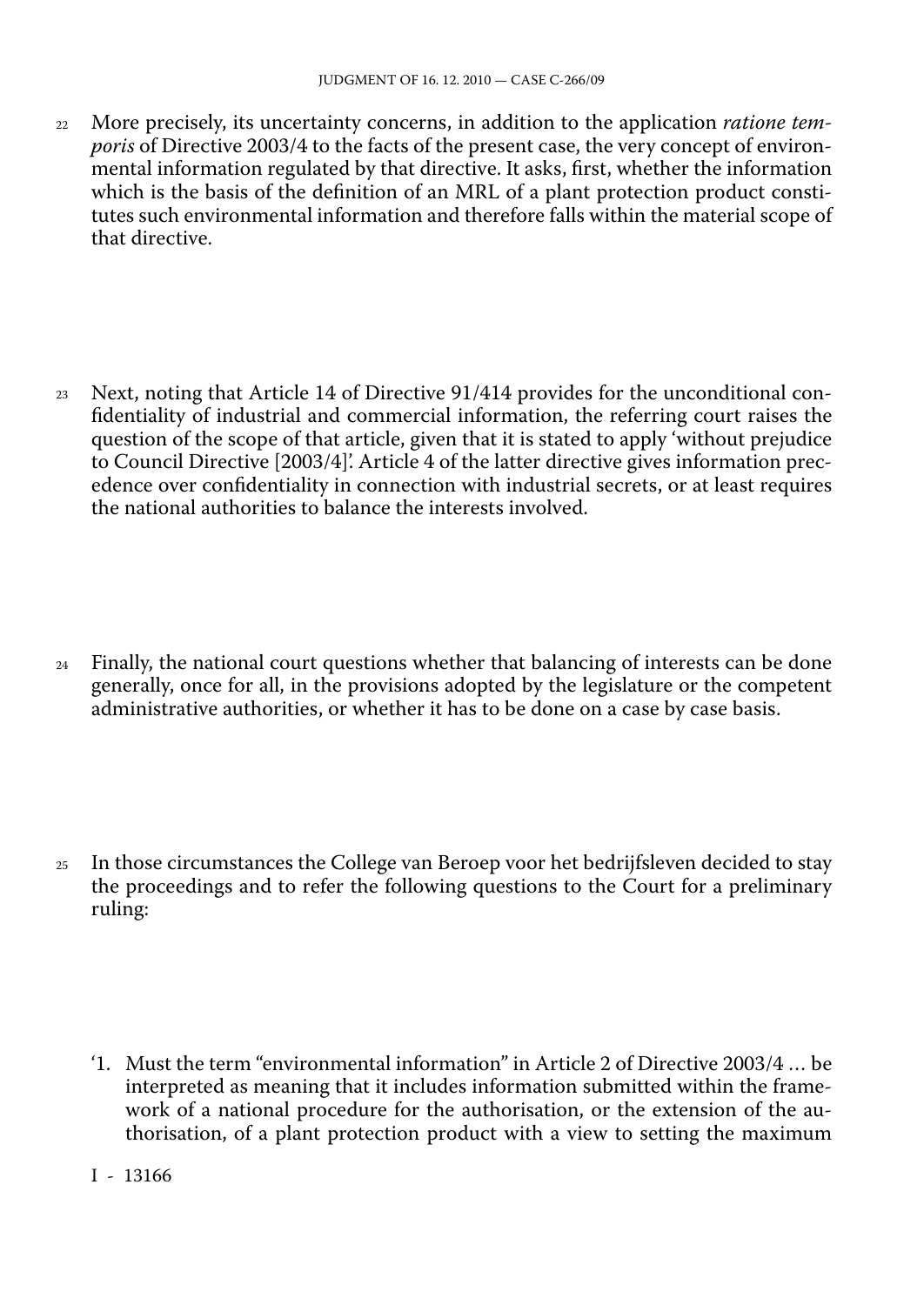22 More precisely, its uncertainty concerns, in addition to the application *ratione temporis* of Directive 2003/4 to the facts of the present case, the very concept of environmental information regulated by that directive. It asks, first, whether the information which is the basis of the definition of an MRL of a plant protection product constitutes such environmental information and therefore falls within the material scope of that directive.

23 Next, noting that Article 14 of Directive 91/414 provides for the unconditional confidentiality of industrial and commercial information, the referring court raises the question of the scope of that article, given that it is stated to apply 'without prejudice to Council Directive [2003/4]'. Article 4 of the latter directive gives information precedence over confidentiality in connection with industrial secrets, or at least requires the national authorities to balance the interests involved.

24 Finally, the national court questions whether that balancing of interests can be done generally, once for all, in the provisions adopted by the legislature or the competent administrative authorities, or whether it has to be done on a case by case basis.

25 In those circumstances the College van Beroep voor het bedrijfsleven decided to stay the proceedings and to refer the following questions to the Court for a preliminary ruling:

'1. Must the term "environmental information" in Article 2 of Directive 2003/4 … be interpreted as meaning that it includes information submitted within the framework of a national procedure for the authorisation, or the extension of the authorisation, of a plant protection product with a view to setting the maximum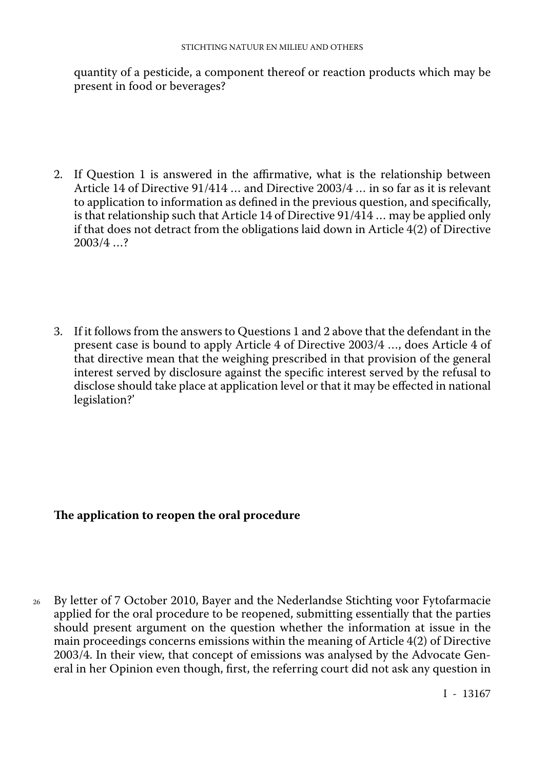quantity of a pesticide, a component thereof or reaction products which may be present in food or beverages?

2. If Question 1 is answered in the affirmative, what is the relationship between Article 14 of Directive 91/414 … and Directive 2003/4 … in so far as it is relevant to application to information as defined in the previous question, and specifically, is that relationship such that Article 14 of Directive 91/414 … may be applied only if that does not detract from the obligations laid down in Article 4(2) of Directive 2003/4 …?

3. If it follows from the answers to Questions 1 and 2 above that the defendant in the present case is bound to apply Article 4 of Directive 2003/4 …, does Article 4 of that directive mean that the weighing prescribed in that provision of the general interest served by disclosure against the specific interest served by the refusal to disclose should take place at application level or that it may be effected in national legislation?'

## The application to reopen the oral procedure

26 By letter of 7 October 2010, Bayer and the Nederlandse Stichting voor Fytofarmacie applied for the oral procedure to be reopened, submitting essentially that the parties should present argument on the question whether the information at issue in the main proceedings concerns emissions within the meaning of Article 4(2) of Directive 2003/4. In their view, that concept of emissions was analysed by the Advocate General in her Opinion even though, first, the referring court did not ask any question in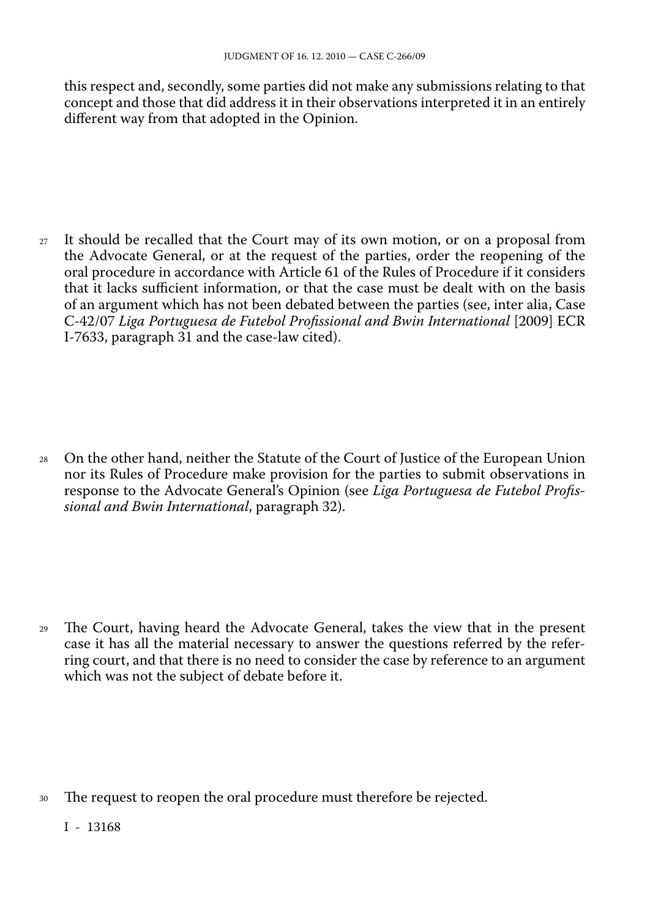this respect and, secondly, some parties did not make any submissions relating to that concept and those that did address it in their observations interpreted it in an entirely different way from that adopted in the Opinion.

27 It should be recalled that the Court may of its own motion, or on a proposal from the Advocate General, or at the request of the parties, order the reopening of the oral procedure in accordance with Article 61 of the Rules of Procedure if it considers that it lacks sufficient information, or that the case must be dealt with on the basis of an argument which has not been debated between the parties (see, inter alia, Case C-42/07 *Liga Portuguesa de Futebol Profissional and Bwin International* [2009] ECR I-7633, paragraph 31 and the case-law cited).

28 On the other hand, neither the Statute of the Court of Justice of the European Union nor its Rules of Procedure make provision for the parties to submit observations in response to the Advocate General's Opinion (see *Liga Portuguesa de Futebol Profissional and Bwin International*, paragraph 32).

29 The Court, having heard the Advocate General, takes the view that in the present case it has all the material necessary to answer the questions referred by the referring court, and that there is no need to consider the case by reference to an argument which was not the subject of debate before it.

30 The request to reopen the oral procedure must therefore be rejected.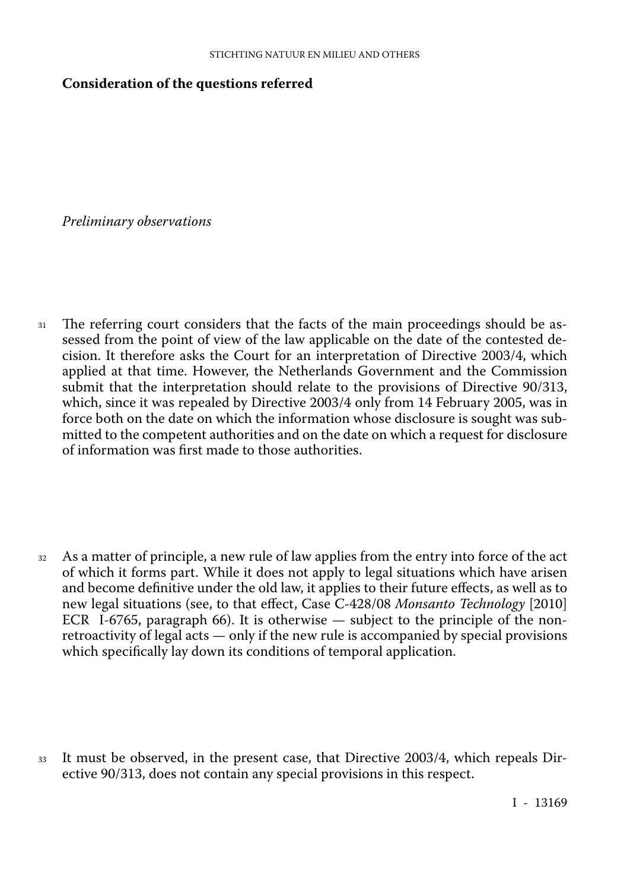**Consideration of the questions referred**

*Preliminary observations*

31 The referring court considers that the facts of the main proceedings should be assessed from the point of view of the law applicable on the date of the contested decision. It therefore asks the Court for an interpretation of Directive 2003/4, which applied at that time. However, the Netherlands Government and the Commission submit that the interpretation should relate to the provisions of Directive 90/313, which, since it was repealed by Directive 2003/4 only from 14 February 2005, was in force both on the date on which the information whose disclosure is sought was submitted to the competent authorities and on the date on which a request for disclosure of information was first made to those authorities.

32 As a matter of principle, a new rule of law applies from the entry into force of the act of which it forms part. While it does not apply to legal situations which have arisen and become definitive under the old law, it applies to their future effects, as well as to new legal situations (see, to that effect, Case C-428/08 *Monsanto Technology* [2010] ECR I-6765, paragraph 66). It is otherwise — subject to the principle of the non-retroactivity of legal acts — only if the new rule is accompanied by special provisions which specifically lay down its conditions of temporal application.

33 It must be observed, in the present case, that Directive 2003/4, which repeals Directive 90/313, does not contain any special provisions in this respect.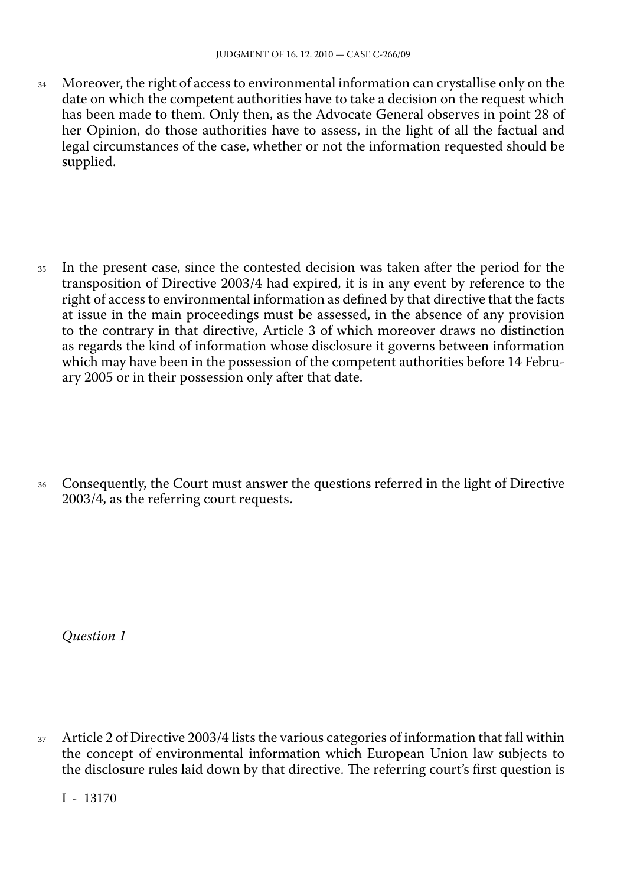34 Moreover, the right of access to environmental information can crystallise only on the date on which the competent authorities have to take a decision on the request which has been made to them. Only then, as the Advocate General observes in point 28 of her Opinion, do those authorities have to assess, in the light of all the factual and legal circumstances of the case, whether or not the information requested should be supplied.

35 In the present case, since the contested decision was taken after the period for the transposition of Directive 2003/4 had expired, it is in any event by reference to the right of access to environmental information as defined by that directive that the facts at issue in the main proceedings must be assessed, in the absence of any provision to the contrary in that directive, Article 3 of which moreover draws no distinction as regards the kind of information whose disclosure it governs between information which may have been in the possession of the competent authorities before 14 February 2005 or in their possession only after that date.

36 Consequently, the Court must answer the questions referred in the light of Directive 2003/4, as the referring court requests.

*Question 1*

37 Article 2 of Directive 2003/4 lists the various categories of information that fall within the concept of environmental information which European Union law subjects to the disclosure rules laid down by that directive. The referring court's first question is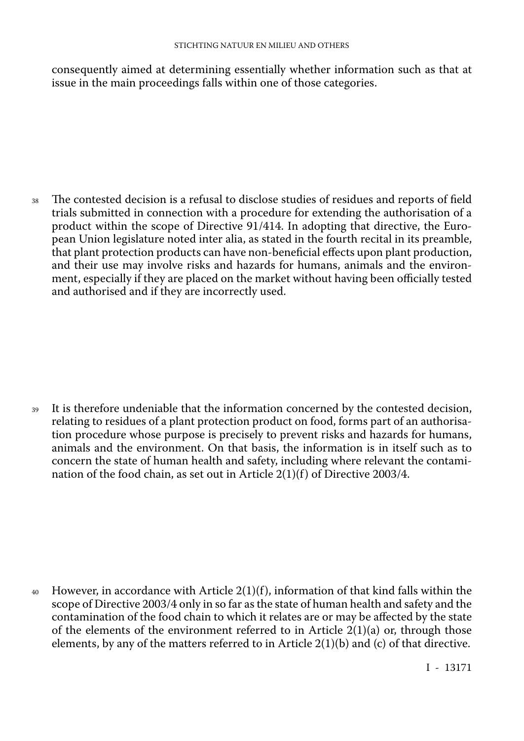consequently aimed at determining essentially whether information such as that at issue in the main proceedings falls within one of those categories.

38 The contested decision is a refusal to disclose studies of residues and reports of field trials submitted in connection with a procedure for extending the authorisation of a product within the scope of Directive 91/414. In adopting that directive, the European Union legislature noted inter alia, as stated in the fourth recital in its preamble, that plant protection products can have non-beneficial effects upon plant production, and their use may involve risks and hazards for humans, animals and the environment, especially if they are placed on the market without having been officially tested and authorised and if they are incorrectly used.

39 It is therefore undeniable that the information concerned by the contested decision, relating to residues of a plant protection product on food, forms part of an authorisation procedure whose purpose is precisely to prevent risks and hazards for humans, animals and the environment. On that basis, the information is in itself such as to concern the state of human health and safety, including where relevant the contamination of the food chain, as set out in Article 2(1)(f) of Directive 2003/4.

40 However, in accordance with Article 2(1)(f), information of that kind falls within the scope of Directive 2003/4 only in so far as the state of human health and safety and the contamination of the food chain to which it relates are or may be affected by the state of the elements of the environment referred to in Article 2(1)(a) or, through those elements, by any of the matters referred to in Article 2(1)(b) and (c) of that directive.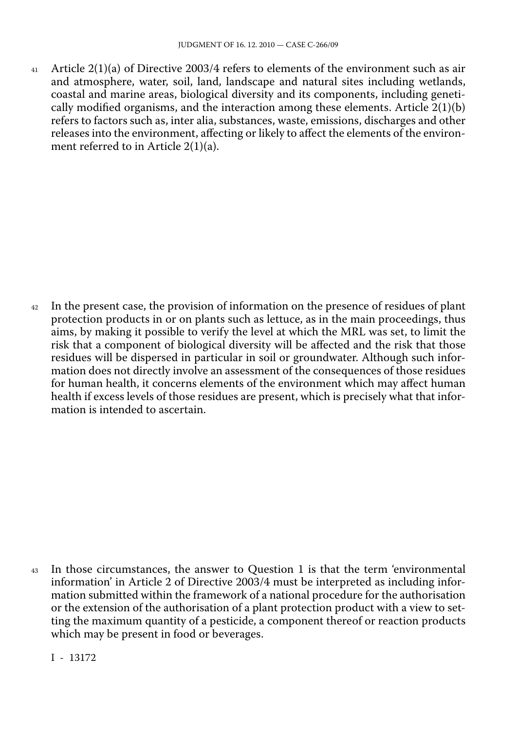41 Article 2(1)(a) of Directive 2003/4 refers to elements of the environment such as air and atmosphere, water, soil, land, landscape and natural sites including wetlands, coastal and marine areas, biological diversity and its components, including genetically modified organisms, and the interaction among these elements. Article 2(1)(b) refers to factors such as, inter alia, substances, waste, emissions, discharges and other releases into the environment, affecting or likely to affect the elements of the environment referred to in Article 2(1)(a).

42 In the present case, the provision of information on the presence of residues of plant protection products in or on plants such as lettuce, as in the main proceedings, thus aims, by making it possible to verify the level at which the MRL was set, to limit the risk that a component of biological diversity will be affected and the risk that those residues will be dispersed in particular in soil or groundwater. Although such information does not directly involve an assessment of the consequences of those residues for human health, it concerns elements of the environment which may affect human health if excess levels of those residues are present, which is precisely what that information is intended to ascertain.

43 In those circumstances, the answer to Question 1 is that the term 'environmental information' in Article 2 of Directive 2003/4 must be interpreted as including information submitted within the framework of a national procedure for the authorisation or the extension of the authorisation of a plant protection product with a view to setting the maximum quantity of a pesticide, a component thereof or reaction products which may be present in food or beverages.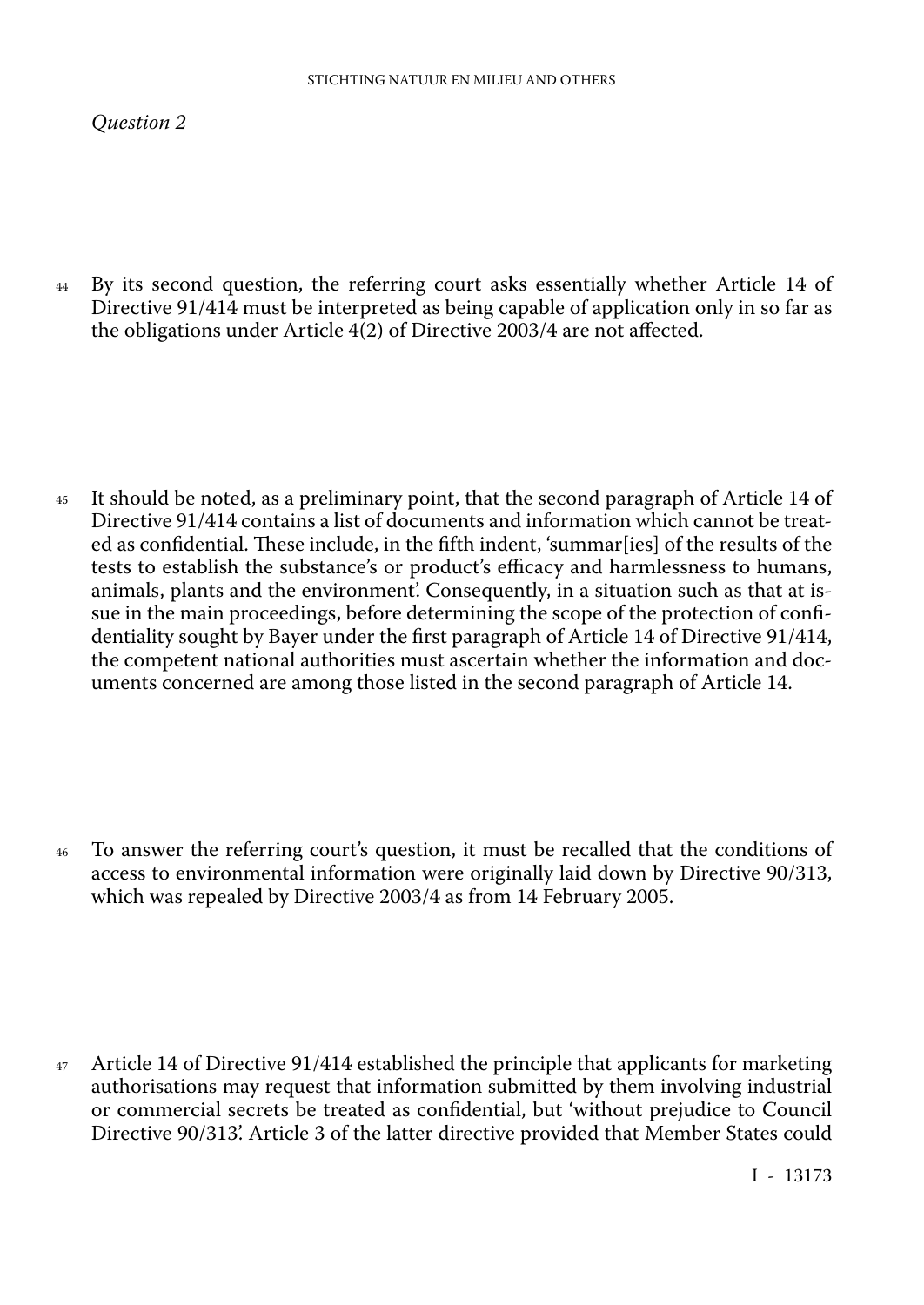*Question 2*

44 By its second question, the referring court asks essentially whether Article 14 of Directive 91/414 must be interpreted as being capable of application only in so far as the obligations under Article 4(2) of Directive 2003/4 are not affected.

45 It should be noted, as a preliminary point, that the second paragraph of Article 14 of Directive 91/414 contains a list of documents and information which cannot be treated as confidential. These include, in the fifth indent, 'summar[ies] of the results of the tests to establish the substance's or product's efficacy and harmlessness to humans, animals, plants and the environment'. Consequently, in a situation such as that at issue in the main proceedings, before determining the scope of the protection of confidentiality sought by Bayer under the first paragraph of Article 14 of Directive 91/414, the competent national authorities must ascertain whether the information and documents concerned are among those listed in the second paragraph of Article 14.

46 To answer the referring court's question, it must be recalled that the conditions of access to environmental information were originally laid down by Directive 90/313, which was repealed by Directive 2003/4 as from 14 February 2005.

47 Article 14 of Directive 91/414 established the principle that applicants for marketing authorisations may request that information submitted by them involving industrial or commercial secrets be treated as confidential, but 'without prejudice to Council Directive 90/313'. Article 3 of the latter directive provided that Member States could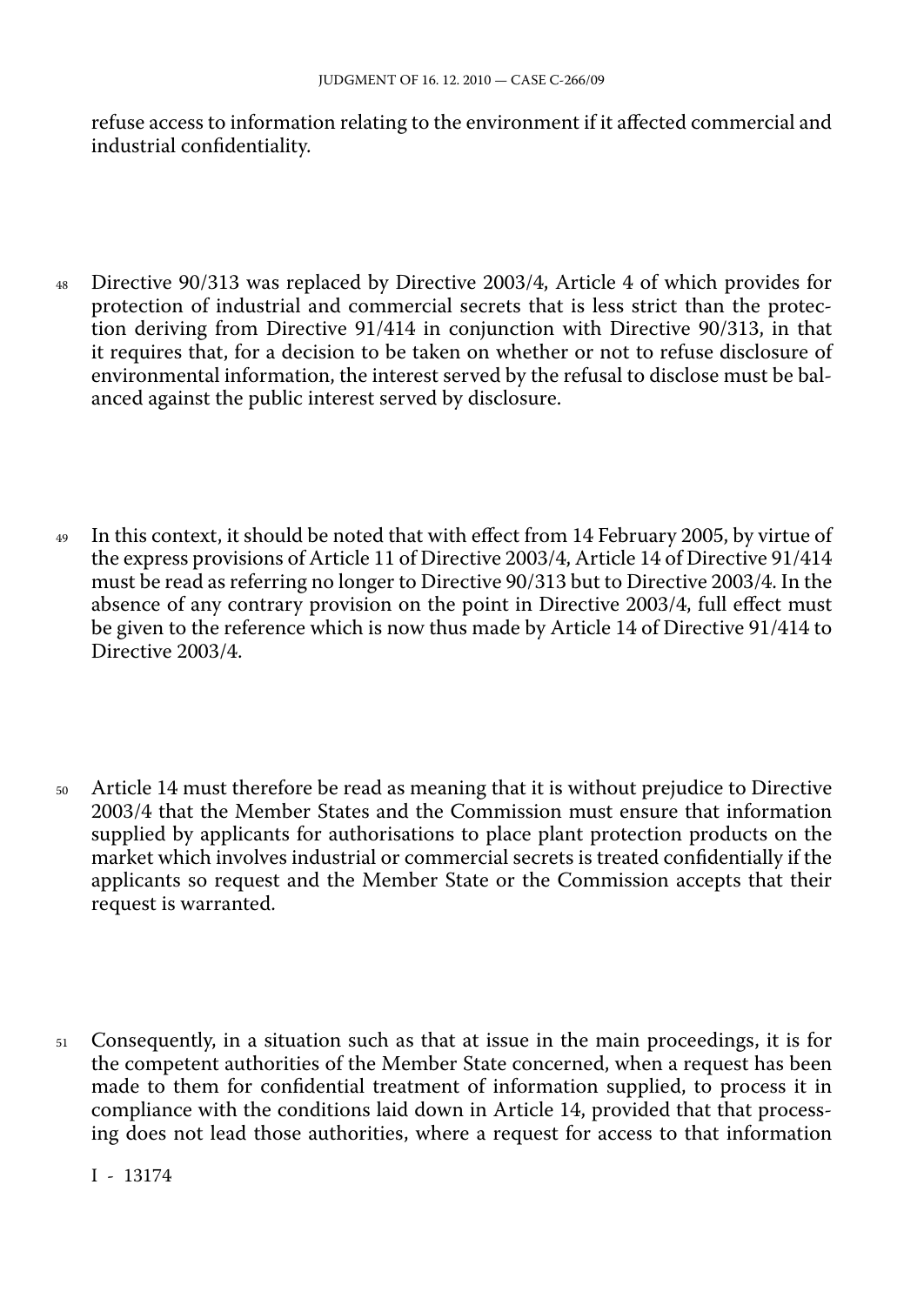refuse access to information relating to the environment if it affected commercial and industrial confidentiality.

48 Directive 90/313 was replaced by Directive 2003/4, Article 4 of which provides for protection of industrial and commercial secrets that is less strict than the protection deriving from Directive 91/414 in conjunction with Directive 90/313, in that it requires that, for a decision to be taken on whether or not to refuse disclosure of environmental information, the interest served by the refusal to disclose must be balanced against the public interest served by disclosure.

49 In this context, it should be noted that with effect from 14 February 2005, by virtue of the express provisions of Article 11 of Directive 2003/4, Article 14 of Directive 91/414 must be read as referring no longer to Directive 90/313 but to Directive 2003/4. In the absence of any contrary provision on the point in Directive 2003/4, full effect must be given to the reference which is now thus made by Article 14 of Directive 91/414 to Directive 2003/4.

50 Article 14 must therefore be read as meaning that it is without prejudice to Directive 2003/4 that the Member States and the Commission must ensure that information supplied by applicants for authorisations to place plant protection products on the market which involves industrial or commercial secrets is treated confidentially if the applicants so request and the Member State or the Commission accepts that their request is warranted.

51 Consequently, in a situation such as that at issue in the main proceedings, it is for the competent authorities of the Member State concerned, when a request has been made to them for confidential treatment of information supplied, to process it in compliance with the conditions laid down in Article 14, provided that that processing does not lead those authorities, where a request for access to that information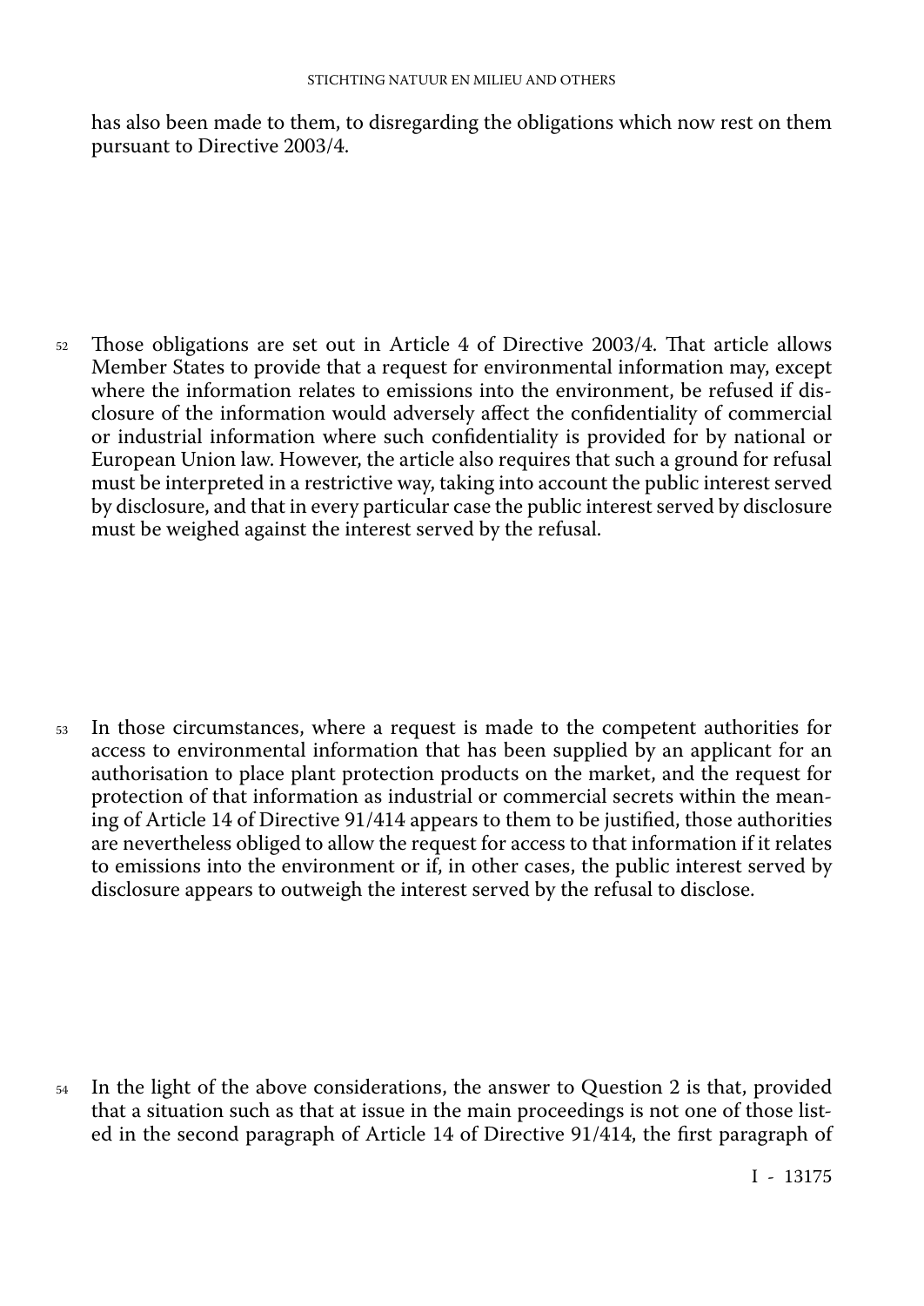has also been made to them, to disregarding the obligations which now rest on them pursuant to Directive 2003/4.

52 Those obligations are set out in Article 4 of Directive 2003/4. That article allows Member States to provide that a request for environmental information may, except where the information relates to emissions into the environment, be refused if disclosure of the information would adversely affect the confidentiality of commercial or industrial information where such confidentiality is provided for by national or European Union law. However, the article also requires that such a ground for refusal must be interpreted in a restrictive way, taking into account the public interest served by disclosure, and that in every particular case the public interest served by disclosure must be weighed against the interest served by the refusal.

53 In those circumstances, where a request is made to the competent authorities for access to environmental information that has been supplied by an applicant for an authorisation to place plant protection products on the market, and the request for protection of that information as industrial or commercial secrets within the meaning of Article 14 of Directive 91/414 appears to them to be justified, those authorities are nevertheless obliged to allow the request for access to that information if it relates to emissions into the environment or if, in other cases, the public interest served by disclosure appears to outweigh the interest served by the refusal to disclose.

54 In the light of the above considerations, the answer to Question 2 is that, provided that a situation such as that at issue in the main proceedings is not one of those listed in the second paragraph of Article 14 of Directive 91/414, the first paragraph of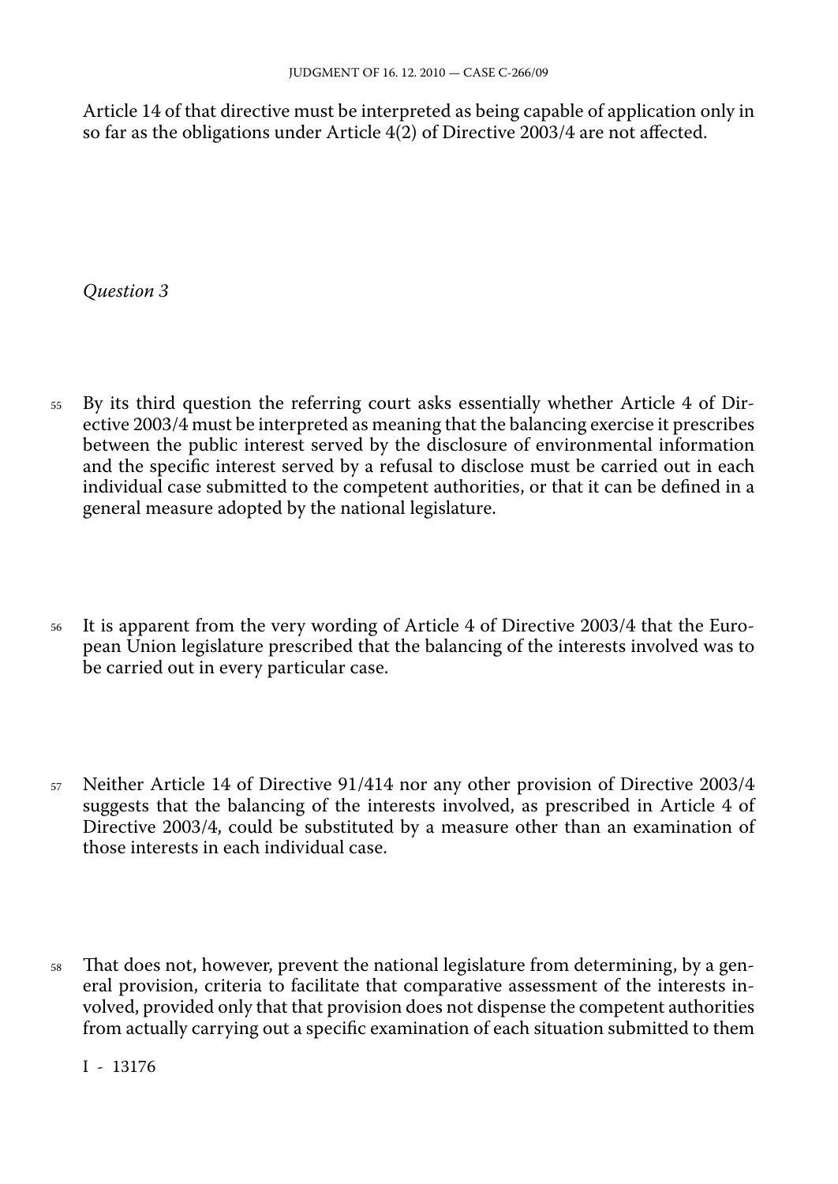Article 14 of that directive must be interpreted as being capable of application only in so far as the obligations under Article 4(2) of Directive 2003/4 are not affected.

*Question 3*

55 By its third question the referring court asks essentially whether Article 4 of Directive 2003/4 must be interpreted as meaning that the balancing exercise it prescribes between the public interest served by the disclosure of environmental information and the specific interest served by a refusal to disclose must be carried out in each individual case submitted to the competent authorities, or that it can be defined in a general measure adopted by the national legislature.

56 It is apparent from the very wording of Article 4 of Directive 2003/4 that the European Union legislature prescribed that the balancing of the interests involved was to be carried out in every particular case.

57 Neither Article 14 of Directive 91/414 nor any other provision of Directive 2003/4 suggests that the balancing of the interests involved, as prescribed in Article 4 of Directive 2003/4, could be substituted by a measure other than an examination of those interests in each individual case.

58 That does not, however, prevent the national legislature from determining, by a general provision, criteria to facilitate that comparative assessment of the interests involved, provided only that that provision does not dispense the competent authorities from actually carrying out a specific examination of each situation submitted to them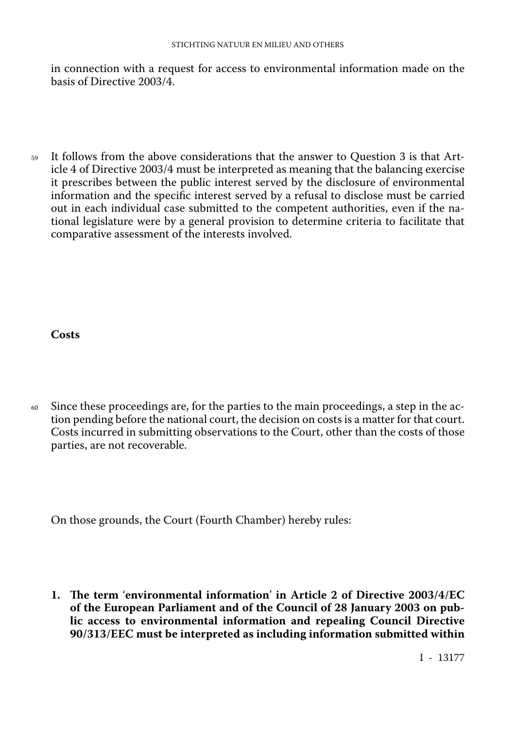in connection with a request for access to environmental information made on the basis of Directive 2003/4.

59 It follows from the above considerations that the answer to Question 3 is that Article 4 of Directive 2003/4 must be interpreted as meaning that the balancing exercise it prescribes between the public interest served by the disclosure of environmental information and the specific interest served by a refusal to disclose must be carried out in each individual case submitted to the competent authorities, even if the national legislature were by a general provision to determine criteria to facilitate that comparative assessment of the interests involved.

**Costs**

60 Since these proceedings are, for the parties to the main proceedings, a step in the action pending before the national court, the decision on costs is a matter for that court. Costs incurred in submitting observations to the Court, other than the costs of those parties, are not recoverable.

On those grounds, the Court (Fourth Chamber) hereby rules:

**1. The term 'environmental information' in Article 2 of Directive 2003/4/EC of the European Parliament and of the Council of 28 January 2003 on public access to environmental information and repealing Council Directive 90/313/EEC must be interpreted as including information submitted within**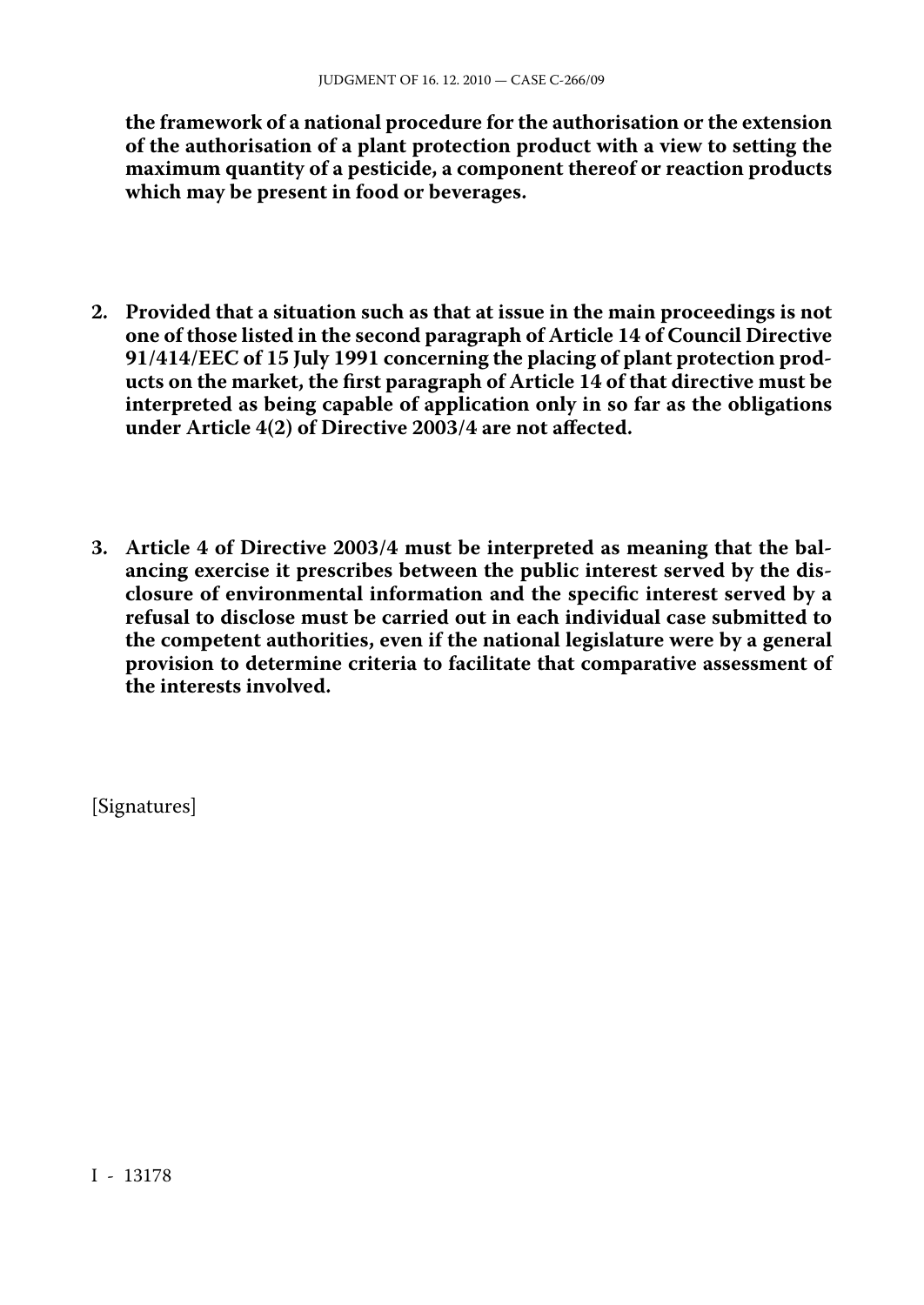**the framework of a national procedure for the authorisation or the extension of the authorisation of a plant protection product with a view to setting the maximum quantity of a pesticide, a component thereof or reaction products which may be present in food or beverages.**

2. **Provided that a situation such as that at issue in the main proceedings is not one of those listed in the second paragraph of Article 14 of Council Directive 91/414/EEC of 15 July 1991 concerning the placing of plant protection products on the market, the first paragraph of Article 14 of that directive must be interpreted as being capable of application only in so far as the obligations under Article 4(2) of Directive 2003/4 are not affected.**

3. **Article 4 of Directive 2003/4 must be interpreted as meaning that the balancing exercise it prescribes between the public interest served by the disclosure of environmental information and the specific interest served by a refusal to disclose must be carried out in each individual case submitted to the competent authorities, even if the national legislature were by a general provision to determine criteria to facilitate that comparative assessment of the interests involved.**

[Signatures]